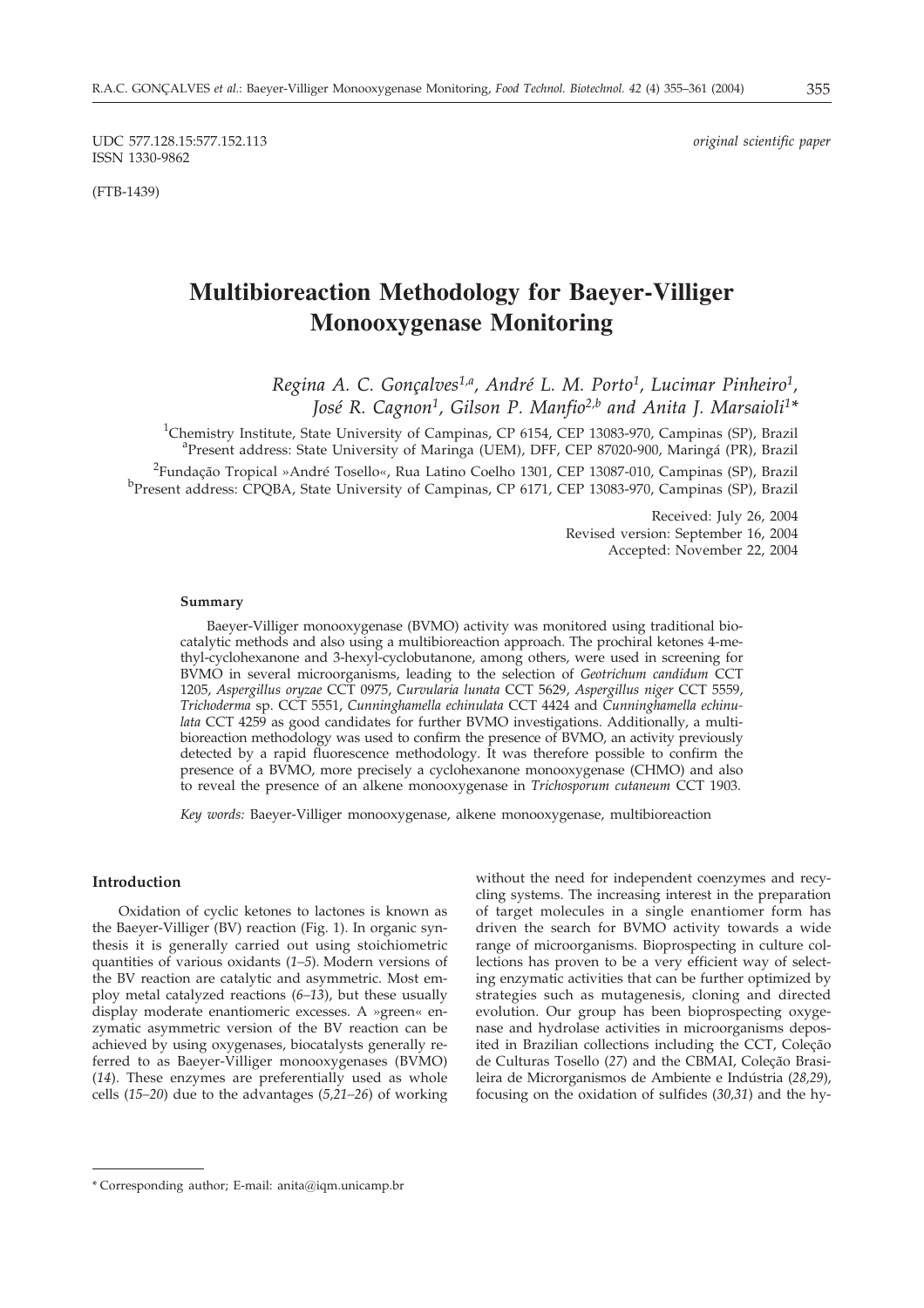UDC 577.128.15:577.152.113 *original scientific paper*
ISSN 1330-9862

(FTB-1439)

# Multibioreaction Methodology for Baeyer-Villiger Monooxygenase Monitoring

*Regina A. C. Gonçalves[1,a], André L. M. Porto[1], Lucimar Pinheiro[1], José R. Cagnon[1], Gilson P. Manfio[2,b] and Anita J. Marsaioli[1]\**

[1]Chemistry Institute, State University of Campinas, CP 6154, CEP 13083-970, Campinas (SP), Brazil
[a]Present address: State University of Maringa (UEM), DFF, CEP 87020-900, Maringá (PR), Brazil
[2]Fundação Tropical »André Tosello«, Rua Latino Coelho 1301, CEP 13087-010, Campinas (SP), Brazil
[b]Present address: CPQBA, State University of Campinas, CP 6171, CEP 13083-970, Campinas (SP), Brazil

Received: July 26, 2004
Revised version: September 16, 2004
Accepted: November 22, 2004

#### Summary

Baeyer-Villiger monooxygenase (BVMO) activity was monitored using traditional biocatalytic methods and also using a multibioreaction approach. The prochiral ketones 4-methyl-cyclohexanone and 3-hexyl-cyclobutanone, among others, were used in screening for BVMO in several microorganisms, leading to the selection of *Geotrichum candidum* CCT 1205, *Aspergillus oryzae* CCT 0975, *Curvularia lunata* CCT 5629, *Aspergillus niger* CCT 5559, *Trichoderma* sp. CCT 5551, *Cunninghamella echinulata* CCT 4424 and *Cunninghamella echinulata* CCT 4259 as good candidates for further BVMO investigations. Additionally, a multibioreaction methodology was used to confirm the presence of BVMO, an activity previously detected by a rapid fluorescence methodology. It was therefore possible to confirm the presence of a BVMO, more precisely a cyclohexanone monooxygenase (CHMO) and also to reveal the presence of an alkene monooxygenase in *Trichosporum cutaneum* CCT 1903.

*Key words:* Baeyer-Villiger monooxygenase, alkene monooxygenase, multibioreaction

#### Introduction

Oxidation of cyclic ketones to lactones is known as the Baeyer-Villiger (BV) reaction (Fig. 1). In organic synthesis it is generally carried out using stoichiometric quantities of various oxidants (*1–5*). Modern versions of the BV reaction are catalytic and asymmetric. Most employ metal catalyzed reactions (*6–13*), but these usually display moderate enantiomeric excesses. A »green« enzymatic asymmetric version of the BV reaction can be achieved by using oxygenases, biocatalysts generally referred to as Baeyer-Villiger monooxygenases (BVMO) (*14*). These enzymes are preferentially used as whole cells (*15–20*) due to the advantages (*5,21–26*) of working without the need for independent coenzymes and recycling systems. The increasing interest in the preparation of target molecules in a single enantiomer form has driven the search for BVMO activity towards a wide range of microorganisms. Bioprospecting in culture collections has proven to be a very efficient way of selecting enzymatic activities that can be further optimized by strategies such as mutagenesis, cloning and directed evolution. Our group has been bioprospecting oxygenase and hydrolase activities in microorganisms deposited in Brazilian collections including the CCT, Coleção de Culturas Tosello (*27*) and the CBMAI, Coleção Brasileira de Microrganismos de Ambiente e Indústria (*28,29*), focusing on the oxidation of sulfides (*30,31*) and the hy-

\* Corresponding author; E-mail: anita@iqm.unicamp.br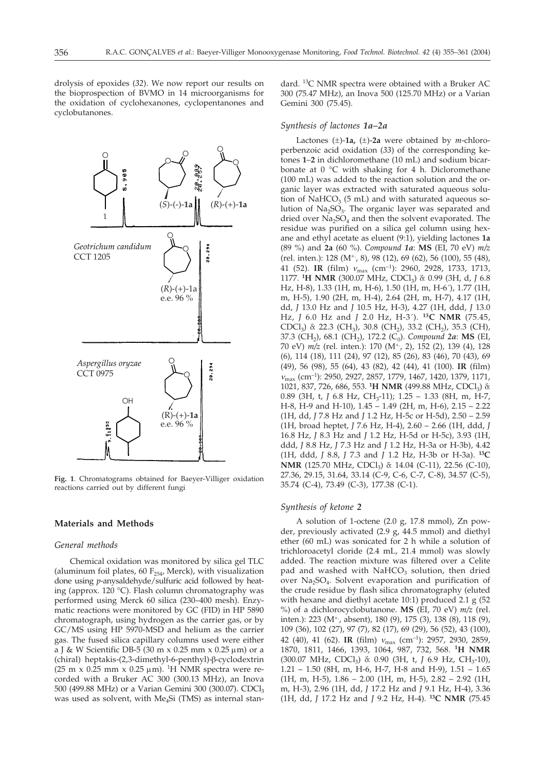drolysis of epoxides (*32*). We now report our results on the bioprospection of BVMO in 14 microorganisms for the oxidation of cyclohexanones, cyclopentanones and cyclobutanones.

**Fig. 1**. Chromatograms obtained for Baeyer-Villiger oxidation reactions carried out by different fungi

## Materials and Methods

### *General methods*

Chemical oxidation was monitored by silica gel TLC (aluminum foil plates, 60 $F_{254}$, Merck), with visualization done using *p*-anysaldehyde/sulfuric acid followed by heating (approx. 120 °C). Flash column chromatography was performed using Merck 60 silica (230–400 mesh). Enzymatic reactions were monitored by GC (FID) in HP 5890 chromatograph, using hydrogen as the carrier gas, or by GC/MS using HP 5970-MSD and helium as the carrier gas. The fused silica capillary columns used were either a J & W Scientific DB-5 (30 m x 0.25 mm x 0.25 μm) or a (chiral) heptakis-(2,3-dimethyl-6-penthyl)-β-cyclodextrin (25 m x 0.25 mm x 0.25 μm). $^1$H NMR spectra were recorded with a Bruker AC 300 (300.13 MHz), an Inova 500 (499.88 MHz) or a Varian Gemini 300 (300.07). $CDCl_3$ was used as solvent, with $Me_4Si$ (TMS) as internal standard. $^{13}$C NMR spectra were obtained with a Bruker AC 300 (75.47 MHz), an Inova 500 (125.70 MHz) or a Varian Gemini 300 (75.45).

### *Synthesis of lactones 1a–2a*

Lactones (±)-**1a**, (±)-**2a** were obtained by *m*-chloroperbenzoic acid oxidation (*33*) of the corresponding ketones **1**–**2** in dichloromethane (10 mL) and sodium bicarbonate at 0 °C with shaking for 4 h. Dicloromethane (100 mL) was added to the reaction solution and the organic layer was extracted with saturated aqueous solution of $NaHCO_3$ (5 mL) and with saturated aqueous solution of $Na_2SO_3$. The organic layer was separated and dried over $Na_2SO_4$ and then the solvent evaporated. The residue was purified on a silica gel column using hexane and ethyl acetate as eluent (9:1), yielding lactones **1a** (89 %) and **2a** (60 %). *Compound 1a*: **MS** (EI, 70 eV) *m/z* (rel. inten.): 128 ($M^{+\cdot}$, 8), 98 (12), 69 (62), 56 (100), 55 (48), 41 (52). **IR** (film) $\nu_{max}$ (cm$^{-1}$): 2960, 2928, 1733, 1713, 1177. $^1$**H NMR** (300.07 MHz, $CDCl_3$) δ: 0.99 (3H, d, *J* 6.8 Hz, H-8), 1.33 (1H, m, H-6), 1.50 (1H, m, H-6´), 1.77 (1H, m, H-5), 1.90 (2H, m, H-4), 2.64 (2H, m, H-7), 4.17 (1H, dd, *J* 13.0 Hz and *J* 10.5 Hz, H-3), 4.27 (1H, ddd, *J* 13.0 Hz, *J* 6.0 Hz and *J* 2.0 Hz, H-3´). $^{13}$**C NMR** (75.45, $CDCl_3$) δ: 22.3 ($CH_3$), 30.8 ($CH_2$), 33.2 ($CH_2$), 35.3 (CH), 37.3 ($CH_2$), 68.1 ($CH_2$), 172.2 ($C_0$). *Compound 2a*: **MS** (EI, 70 eV) *m/z* (rel. inten.): 170 ($M^{+\cdot}$, 2), 152 (2), 139 (4), 128 (6), 114 (18), 111 (24), 97 (12), 85 (26), 83 (46), 70 (43), 69 (49), 56 (98), 55 (64), 43 (82), 42 (44), 41 (100). **IR** (film) $\nu_{max}$ (cm$^{-1}$): 2950, 2927, 2857, 1779, 1467, 1420, 1379, 1171, 1021, 837, 726, 686, 553. $^1$**H NMR** (499.88 MHz, $CDCl_3$) δ: 0.89 (3H, t, *J* 6.8 Hz, $CH_3$-11); 1.25 – 1.33 (8H, m, H-7, H-8, H-9 and H-10), 1.45 – 1.49 (2H, m, H-6), 2.15 – 2.22 (1H, dd, *J* 7.8 Hz and *J* 1.2 Hz, H-5c or H-5d), 2.50 – 2.59 (1H, broad heptet, *J* 7.6 Hz, H-4), 2.60 – 2.66 (1H, ddd, *J* 16.8 Hz, *J* 8.3 Hz and *J* 1.2 Hz, H-5d or H-5c), 3.93 (1H, ddd, *J* 8.8 Hz, *J* 7.3 Hz and *J* 1.2 Hz, H-3a or H-3b), 4.42 (1H, ddd, *J* 8.8, *J* 7.3 and *J* 1.2 Hz, H-3b or H-3a). $^{13}$**C NMR** (125.70 MHz, $CDCl_3$) δ: 14.04 (C-11), 22.56 (C-10), 27.36, 29.15, 31.64, 33.14 (C-9, C-6, C-7, C-8), 34.57 (C-5), 35.74 (C-4), 73.49 (C-3), 177.38 (C-1).

### *Synthesis of ketone 2*

A solution of 1-octene (2.0 g, 17.8 mmol), Zn powder, previously activated (2.9 g, 44.5 mmol) and diethyl ether (60 mL) was sonicated for 2 h while a solution of trichloroacetyl cloride (2.4 mL, 21.4 mmol) was slowly added. The reaction mixture was filtered over a Celite pad and washed with $NaHCO_3$ solution, then dried over $Na_2SO_4$. Solvent evaporation and purification of the crude residue by flash silica chromatography (eluted with hexane and diethyl acetate 10:1) produced 2.1 g (52 %) of a dichlorocyclobutanone. **MS** (EI, 70 eV) *m/z* (rel. inten.): 223 ($M^{+\cdot}$, absent), 180 (9), 175 (3), 138 (8), 118 (9), 109 (36), 102 (27), 97 (7), 82 (17), 69 (29), 56 (52), 43 (100), 42 (40), 41 (62). **IR** (film) $\nu_{max}$ (cm$^{-1}$): 2957, 2930, 2859, 1870, 1811, 1466, 1393, 1064, 987, 732, 568. $^1$**H NMR** (300.07 MHz, $CDCl_3$) δ: 0.90 (3H, t, *J* 6.9 Hz, $CH_3$-10), 1.21 – 1.50 (8H, m, H-6, H-7, H-8 and H-9), 1.51 – 1.65 (1H, m, H-5), 1.86 – 2.00 (1H, m, H-5), 2.82 – 2.92 (1H, m, H-3), 2.96 (1H, dd, *J* 17.2 Hz and *J* 9.1 Hz, H-4), 3.36 (1H, dd, *J* 17.2 Hz and *J* 9.2 Hz, H-4). $^{13}$**C NMR** (75.45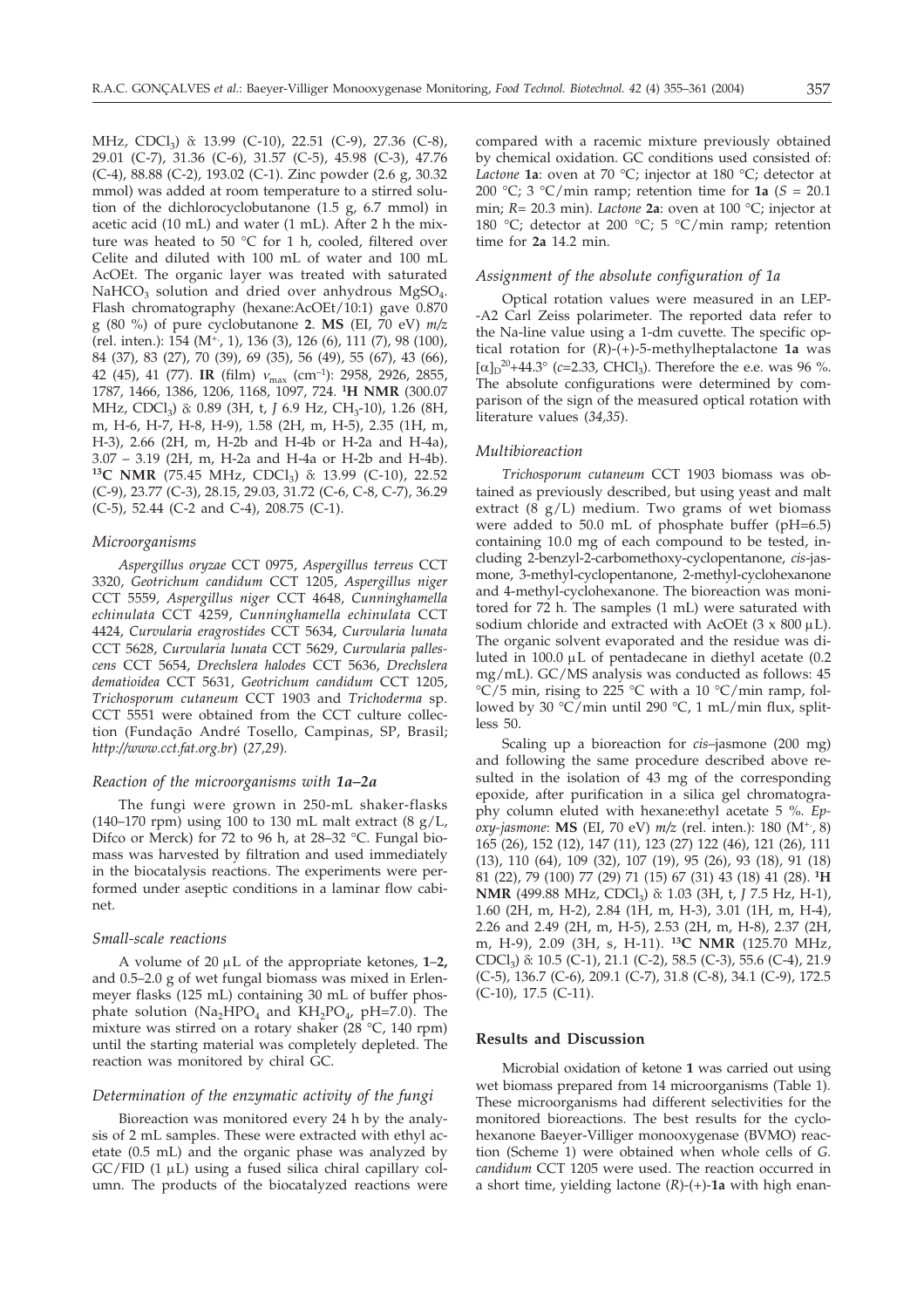MHz, $CDCl_3$) δ: 13.99 (C-10), 22.51 (C-9), 27.36 (C-8), 29.01 (C-7), 31.36 (C-6), 31.57 (C-5), 45.98 (C-3), 47.76 (C-4), 88.88 (C-2), 193.02 (C-1). Zinc powder (2.6 g, 30.32 mmol) was added at room temperature to a stirred solution of the dichlorocyclobutanone (1.5 g, 6.7 mmol) in acetic acid (10 mL) and water (1 mL). After 2 h the mixture was heated to 50 °C for 1 h, cooled, filtered over Celite and diluted with 100 mL of water and 100 mL AcOEt. The organic layer was treated with saturated $NaHCO_3$ solution and dried over anhydrous $MgSO_4$. Flash chromatography (hexane:AcOEt/10:1) gave 0.870 g (80 %) of pure cyclobutanone **2**. **MS** (EI, 70 eV) *m/z* (rel. inten.): 154 ($M^{+\cdot}$, 1), 136 (3), 126 (6), 111 (7), 98 (100), 84 (37), 83 (27), 70 (39), 69 (35), 56 (49), 55 (67), 43 (66), 42 (45), 41 (77). **IR** (film) $\nu_{max}$ ($cm^{-1}$): 2958, 2926, 2855, 1787, 1466, 1386, 1206, 1168, 1097, 724. **$^1$H NMR** (300.07 MHz, $CDCl_3$) δ: 0.89 (3H, t, *J* 6.9 Hz, $CH_3$-10), 1.26 (8H, m, H-6, H-7, H-8, H-9), 1.58 (2H, m, H-5), 2.35 (1H, m, H-3), 2.66 (2H, m, H-2b and H-4b or H-2a and H-4a), 3.07 – 3.19 (2H, m, H-2a and H-4a or H-2b and H-4b). **$^{13}$C NMR** (75.45 MHz, $CDCl_3$) δ: 13.99 (C-10), 22.52 (C-9), 23.77 (C-3), 28.15, 29.03, 31.72 (C-6, C-8, C-7), 36.29 (C-5), 52.44 (C-2 and C-4), 208.75 (C-1).

### Microorganisms

*Aspergillus oryzae* CCT 0975, *Aspergillus terreus* CCT 3320, *Geotrichum candidum* CCT 1205, *Aspergillus niger* CCT 5559, *Aspergillus niger* CCT 4648, *Cunninghamella echinulata* CCT 4259, *Cunninghamella echinulata* CCT 4424, *Curvularia eragrostides* CCT 5634, *Curvularia lunata* CCT 5628, *Curvularia lunata* CCT 5629, *Curvularia pallescens* CCT 5654, *Drechslera halodes* CCT 5636, *Drechslera dematioidea* CCT 5631, *Geotrichum candidum* CCT 1205, *Trichosporum cutaneum* CCT 1903 and *Trichoderma* sp. CCT 5551 were obtained from the CCT culture collection (Fundação André Tosello, Campinas, SP, Brasil; *http://www.cct.fat.org.br*) (*27,29*).

### Reaction of the microorganisms with 1a–2a

The fungi were grown in 250-mL shaker-flasks (140–170 rpm) using 100 to 130 mL malt extract (8 g/L, Difco or Merck) for 72 to 96 h, at 28–32 °C. Fungal biomass was harvested by filtration and used immediately in the biocatalysis reactions. The experiments were performed under aseptic conditions in a laminar flow cabinet.

### Small-scale reactions

A volume of 20 μL of the appropriate ketones, **1**–**2,** and 0.5–2.0 g of wet fungal biomass was mixed in Erlenmeyer flasks (125 mL) containing 30 mL of buffer phosphate solution ($Na_2HPO_4$ and $KH_2PO_4$, pH=7.0). The mixture was stirred on a rotary shaker (28 °C, 140 rpm) until the starting material was completely depleted. The reaction was monitored by chiral GC.

### Determination of the enzymatic activity of the fungi

Bioreaction was monitored every 24 h by the analysis of 2 mL samples. These were extracted with ethyl acetate (0.5 mL) and the organic phase was analyzed by GC/FID (1 μL) using a fused silica chiral capillary column. The products of the biocatalyzed reactions were compared with a racemic mixture previously obtained by chemical oxidation. GC conditions used consisted of: *Lactone* **1a**: oven at 70 °C; injector at 180 °C; detector at 200 °C; 3 °C/min ramp; retention time for **1a** (*S* = 20.1 min; *R*= 20.3 min). *Lactone* **2a**: oven at 100 °C; injector at 180 °C; detector at 200 °C; 5 °C/min ramp; retention time for **2a** 14.2 min.

### Assignment of the absolute configuration of 1a

Optical rotation values were measured in an LEP-A2 Carl Zeiss polarimeter. The reported data refer to the Na-line value using a 1-dm cuvette. The specific optical rotation for (*R*)-(+)-5-methylheptalactone **1a** was $[\alpha]_D^{20}$+44.3° (*c*=2.33, $CHCl_3$). Therefore the e.e. was 96 %. The absolute configurations were determined by comparison of the sign of the measured optical rotation with literature values (*34,35*).

### Multibioreaction

*Trichosporum cutaneum* CCT 1903 biomass was obtained as previously described, but using yeast and malt extract (8 g/L) medium. Two grams of wet biomass were added to 50.0 mL of phosphate buffer (pH=6.5) containing 10.0 mg of each compound to be tested, including 2-benzyl-2-carbomethoxy-cyclopentanone, *cis*-jasmone, 3-methyl-cyclopentanone, 2-methyl-cyclohexanone and 4-methyl-cyclohexanone. The bioreaction was monitored for 72 h. The samples (1 mL) were saturated with sodium chloride and extracted with AcOEt (3 x 800 μL). The organic solvent evaporated and the residue was diluted in 100.0 μL of pentadecane in diethyl acetate (0.2 mg/mL). GC/MS analysis was conducted as follows: 45 °C/5 min, rising to 225 °C with a 10 °C/min ramp, followed by 30 °C/min until 290 °C, 1 mL/min flux, splitless 50.

Scaling up a bioreaction for *cis*–jasmone (200 mg) and following the same procedure described above resulted in the isolation of 43 mg of the corresponding epoxide, after purification in a silica gel chromatography column eluted with hexane:ethyl acetate 5 %. *Epoxy-jasmone*: **MS** (EI, 70 eV) *m/z* (rel. inten.): 180 ($M^{+\cdot}$, 8) 165 (26), 152 (12), 147 (11), 123 (27) 122 (46), 121 (26), 111 (13), 110 (64), 109 (32), 107 (19), 95 (26), 93 (18), 91 (18) 81 (22), 79 (100) 77 (29) 71 (15) 67 (31) 43 (18) 41 (28). **$^1$H NMR** (499.88 MHz, $CDCl_3$) δ: 1.03 (3H, t, *J* 7.5 Hz, H-1), 1.60 (2H, m, H-2), 2.84 (1H, m, H-3), 3.01 (1H, m, H-4), 2.26 and 2.49 (2H, m, H-5), 2.53 (2H, m, H-8), 2.37 (2H, m, H-9), 2.09 (3H, s, H-11). **$^{13}$C NMR** (125.70 MHz, $CDCl_3$) δ: 10.5 (C-1), 21.1 (C-2), 58.5 (C-3), 55.6 (C-4), 21.9 (C-5), 136.7 (C-6), 209.1 (C-7), 31.8 (C-8), 34.1 (C-9), 172.5 (C-10), 17.5 (C-11).

## Results and Discussion

Microbial oxidation of ketone **1** was carried out using wet biomass prepared from 14 microorganisms (Table 1). These microorganisms had different selectivities for the monitored bioreactions. The best results for the cyclohexanone Baeyer-Villiger monooxygenase (BVMO) reaction (Scheme 1) were obtained when whole cells of *G. candidum* CCT 1205 were used. The reaction occurred in a short time, yielding lactone (*R*)-(+)-**1a** with high enan-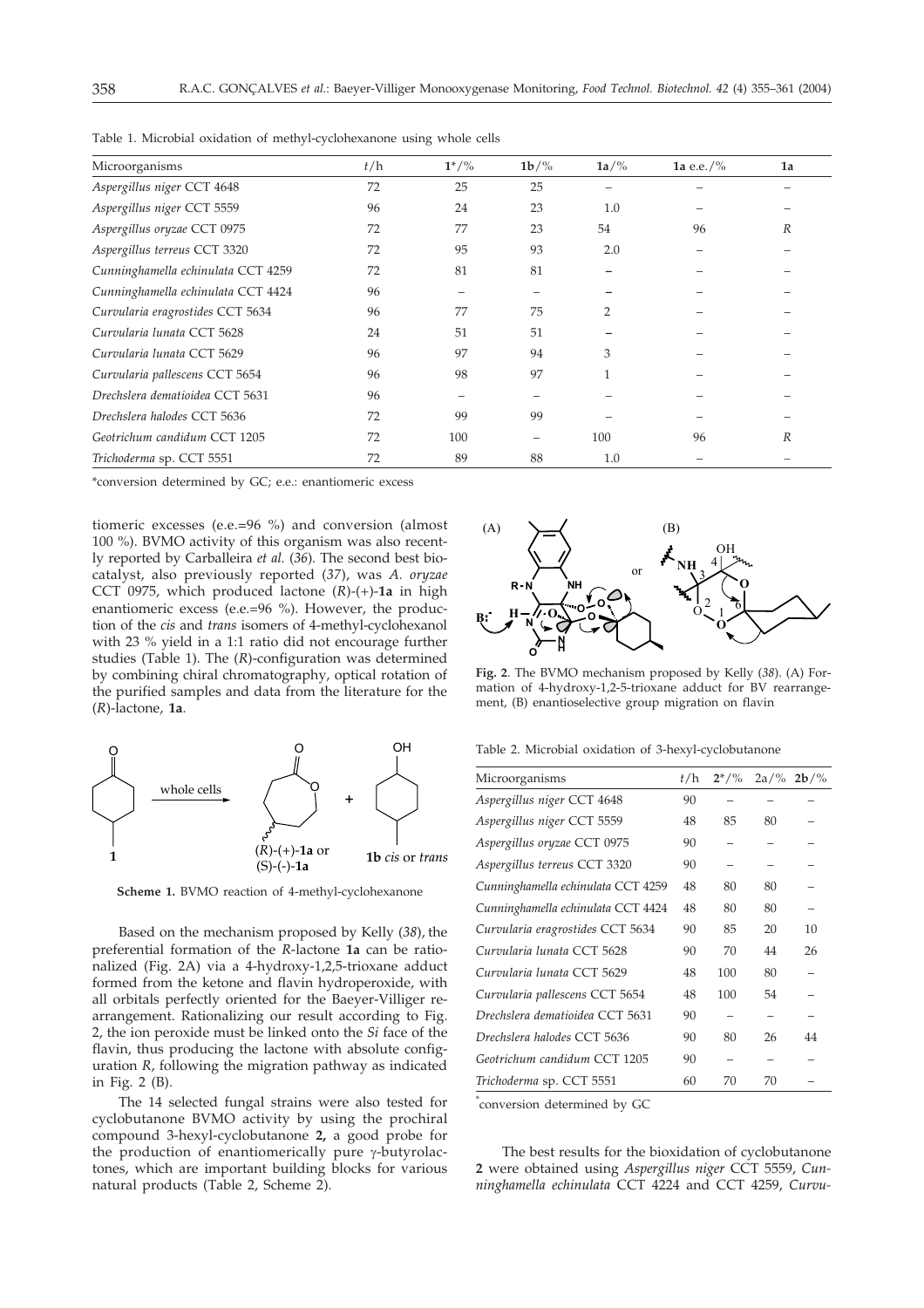Table 1. Microbial oxidation of methyl-cyclohexanone using whole cells

| Microorganisms | $t$/h | $1^*$/% | 1b/% | 1a/% | 1a e.e./% | 1a |
|---|---|---|---|---|---|---|
| *Aspergillus niger* CCT 4648 | 72 | 25 | 25 | – | – | – |
| *Aspergillus niger* CCT 5559 | 96 | 24 | 23 | 1.0 | – | – |
| *Aspergillus oryzae* CCT 0975 | 72 | 77 | 23 | 54 | 96 | *R* |
| *Aspergillus terreus* CCT 3320 | 72 | 95 | 93 | 2.0 | – | – |
| *Cunninghamella echinulata* CCT 4259 | 72 | 81 | 81 | – | – | – |
| *Cunninghamella echinulata* CCT 4424 | 96 | – | – | – | – | – |
| *Curvularia eragrostides* CCT 5634 | 96 | 77 | 75 | 2 | – | – |
| *Curvularia lunata* CCT 5628 | 24 | 51 | 51 | – | – | – |
| *Curvularia lunata* CCT 5629 | 96 | 97 | 94 | 3 | – | – |
| *Curvularia pallescens* CCT 5654 | 96 | 98 | 97 | 1 | – | – |
| *Drechslera dematioidea* CCT 5631 | 96 | – | – | – | – | – |
| *Drechslera halodes* CCT 5636 | 72 | 99 | 99 | – | – | – |
| *Geotrichum candidum* CCT 1205 | 72 | 100 | – | 100 | 96 | *R* |
| *Trichoderma* sp. CCT 5551 | 72 | 89 | 88 | 1.0 | – | – |

*conversion determined by GC; e.e.: enantiomeric excess

tiomeric excesses (e.e.=96 %) and conversion (almost 100 %). BVMO activity of this organism was also recently reported by Carballeira *et al.* (*36*). The second best biocatalyst, also previously reported (*37*), was *A. oryzae* CCT 0975, which produced lactone (*R*)-(+)-**1a** in high enantiomeric excess (e.e.=96 %). However, the production of the *cis* and *trans* isomers of 4-methyl-cyclohexanol with 23 % yield in a 1:1 ratio did not encourage further studies (Table 1). The (*R*)-configuration was determined by combining chiral chromatography, optical rotation of the purified samples and data from the literature for the (*R*)-lactone, **1a**.

**Scheme 1.** BVMO reaction of 4-methyl-cyclohexanone

Based on the mechanism proposed by Kelly (*38*), the preferential formation of the *R*-lactone **1a** can be rationalized (Fig. 2A) *via* a 4-hydroxy-1,2,5-trioxane adduct formed from the ketone and flavin hydroperoxide, with all orbitals perfectly oriented for the Baeyer-Villiger rearrangement. Rationalizing our result according to Fig. 2, the ion peroxide must be linked onto the *Si* face of the flavin, thus producing the lactone with absolute configuration *R*, following the migration pathway as indicated in Fig. 2 (B).

The 14 selected fungal strains were also tested for cyclobutanone BVMO activity by using the prochiral compound 3-hexyl-cyclobutanone **2,** a good probe for the production of enantiomerically pure γ-butyrolactones, which are important building blocks for various natural products (Table 2, Scheme 2).

**Fig. 2**. The BVMO mechanism proposed by Kelly (*38*). (A) Formation of 4-hydroxy-1,2-5-trioxane adduct for BV rearrangement, (B) enantioselective group migration on flavin

Table 2. Microbial oxidation of 3-hexyl-cyclobutanone

| Microorganisms | $t$/h | $2^*$/% | 2a/% | 2b/% |
|---|---|---|---|---|
| *Aspergillus niger* CCT 4648 | 90 | – | – | – |
| *Aspergillus niger* CCT 5559 | 48 | 85 | 80 | – |
| *Aspergillus oryzae* CCT 0975 | 90 | – | – | – |
| *Aspergillus terreus* CCT 3320 | 90 | – | – | – |
| *Cunninghamella echinulata* CCT 4259 | 48 | 80 | 80 | – |
| *Cunninghamella echinulata* CCT 4424 | 48 | 80 | 80 | – |
| *Curvularia eragrostides* CCT 5634 | 90 | 85 | 20 | 10 |
| *Curvularia lunata* CCT 5628 | 90 | 70 | 44 | 26 |
| *Curvularia lunata* CCT 5629 | 48 | 100 | 80 | – |
| *Curvularia pallescens* CCT 5654 | 48 | 100 | 54 | – |
| *Drechslera dematioidea* CCT 5631 | 90 | – | – | – |
| *Drechslera halodes* CCT 5636 | 90 | 80 | 26 | 44 |
| *Geotrichum candidum* CCT 1205 | 90 | – | – | – |
| *Trichoderma* sp. CCT 5551 | 60 | 70 | 70 | – |

*conversion determined by GC

The best results for the bioxidation of cyclobutanone **2** were obtained using *Aspergillus niger* CCT 5559, *Cunninghamella echinulata* CCT 4224 and CCT 4259, *Curvu-*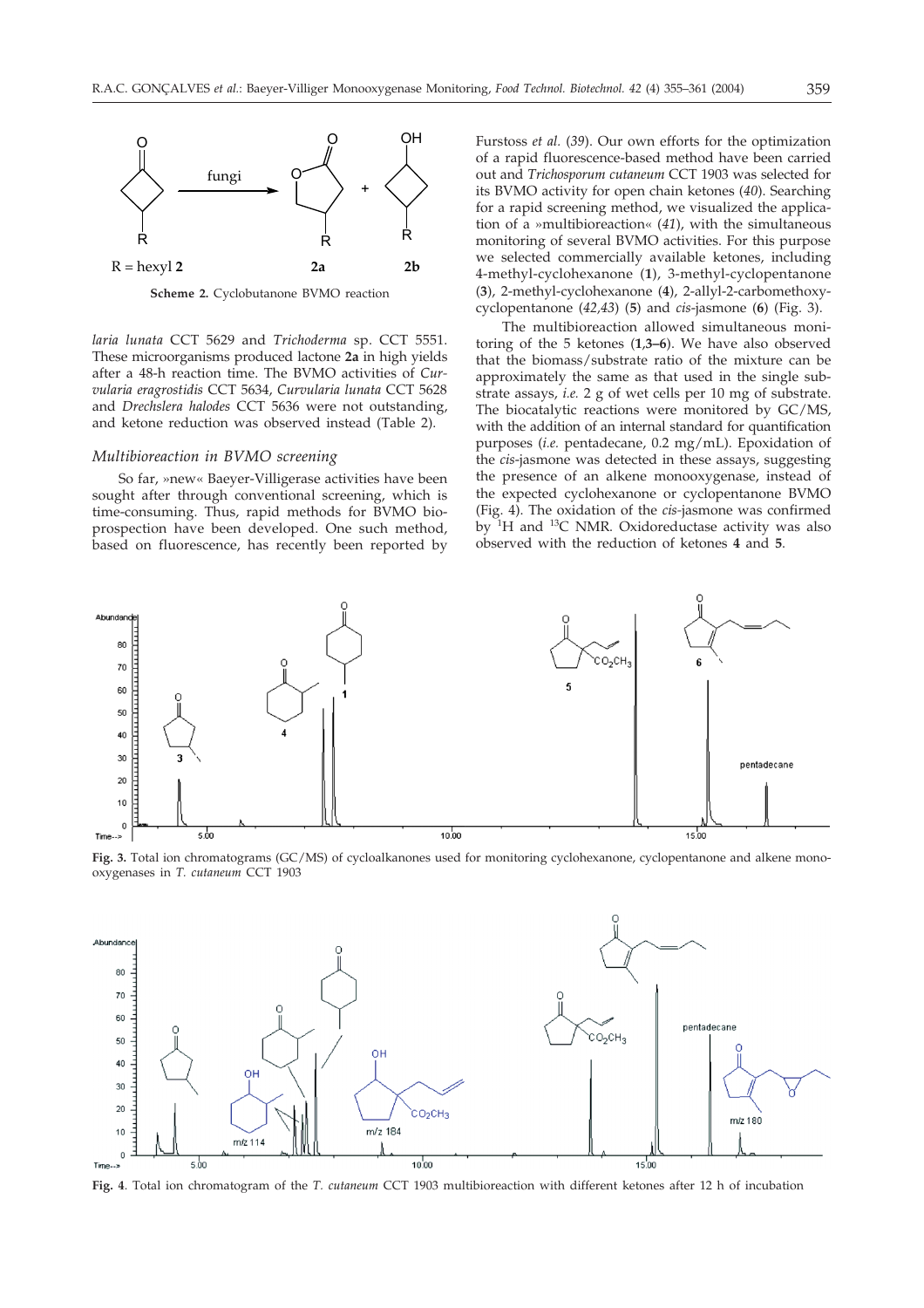Scheme 2. Cyclobutanone BVMO reaction

*laria lunata* CCT 5629 and *Trichoderma* sp. CCT 5551. These microorganisms produced lactone **2a** in high yields after a 48-h reaction time. The BVMO activities of *Curvularia eragrostidis* CCT 5634, *Curvularia lunata* CCT 5628 and *Drechslera halodes* CCT 5636 were not outstanding, and ketone reduction was observed instead (Table 2).

### *Multibioreaction in BVMO screening*

So far, »new« Baeyer-Villigerase activities have been sought after through conventional screening, which is time-consuming. Thus, rapid methods for BVMO bioprospection have been developed. One such method, based on fluorescence, has recently been reported by Furstoss *et al.* (*39*). Our own efforts for the optimization of a rapid fluorescence-based method have been carried out and *Trichosporum cutaneum* CCT 1903 was selected for its BVMO activity for open chain ketones (*40*). Searching for a rapid screening method, we visualized the application of a »multibioreaction« (*41*), with the simultaneous monitoring of several BVMO activities. For this purpose we selected commercially available ketones, including 4-methyl-cyclohexanone (**1**), 3-methyl-cyclopentanone (**3**), 2-methyl-cyclohexanone (**4**), 2-allyl-2-carbomethoxy-cyclopentanone (*42,43*) (**5**) and *cis*-jasmone (**6**) (Fig. 3).

The multibioreaction allowed simultaneous monitoring of the 5 ketones (**1**,**3–6**). We have also observed that the biomass/substrate ratio of the mixture can be approximately the same as that used in the single substrate assays, *i.e.* 2 g of wet cells per 10 mg of substrate. The biocatalytic reactions were monitored by GC/MS, with the addition of an internal standard for quantification purposes (*i.e.* pentadecane, 0.2 mg/mL). Epoxidation of the *cis*-jasmone was detected in these assays, suggesting the presence of an alkene monooxygenase, instead of the expected cyclohexanone or cyclopentanone BVMO (Fig. 4). The oxidation of the *cis*-jasmone was confirmed by $^{1}H$ and $^{13}C$ NMR. Oxidoreductase activity was also observed with the reduction of ketones **4** and **5**.

**Fig. 3.** Total ion chromatograms (GC/MS) of cycloalkanones used for monitoring cyclohexanone, cyclopentanone and alkene monooxygenases in *T. cutaneum* CCT 1903

**Fig. 4**. Total ion chromatogram of the *T. cutaneum* CCT 1903 multibioreaction with different ketones after 12 h of incubation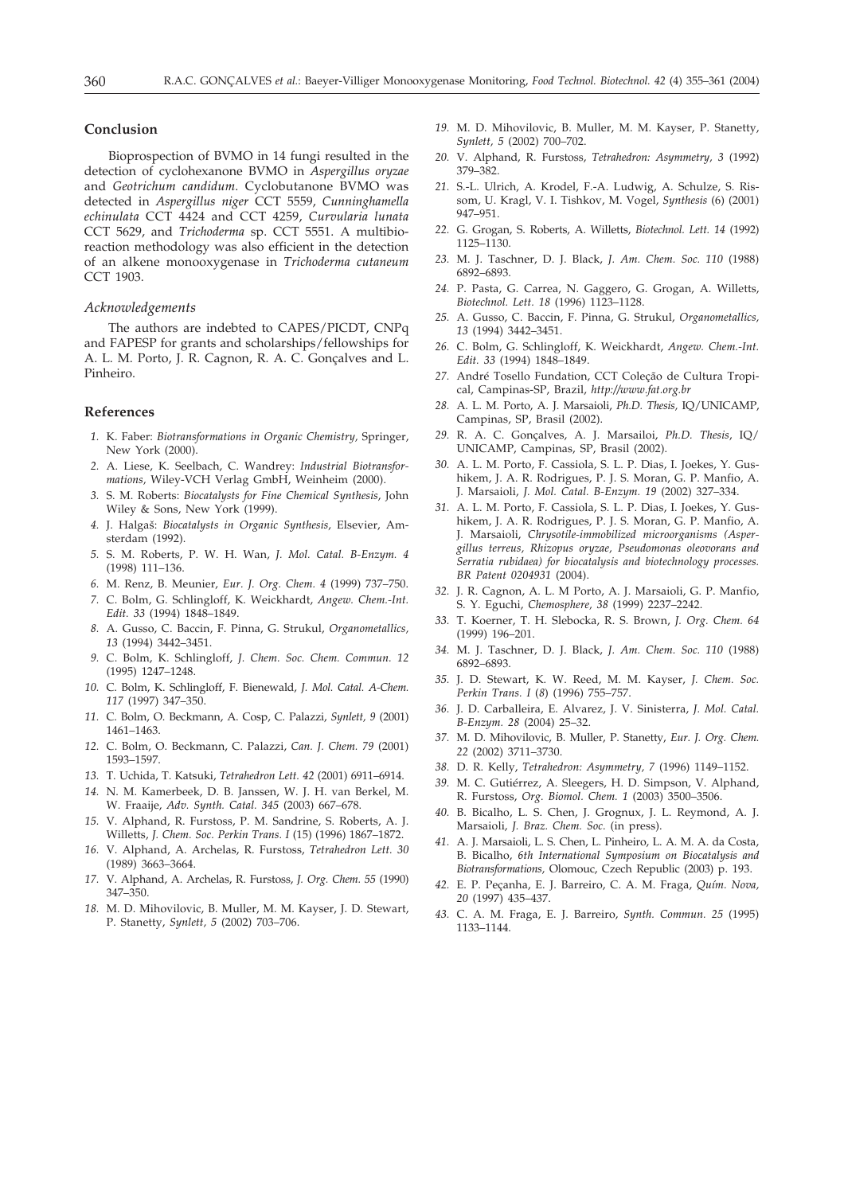## Conclusion

Bioprospection of BVMO in 14 fungi resulted in the detection of cyclohexanone BVMO in *Aspergillus oryzae* and *Geotrichum candidum*. Cyclobutanone BVMO was detected in *Aspergillus niger* CCT 5559, *Cunninghamella echinulata* CCT 4424 and CCT 4259, *Curvularia lunata* CCT 5629, and *Trichoderma* sp. CCT 5551. A multibioreaction methodology was also efficient in the detection of an alkene monooxygenase in *Trichoderma cutaneum* CCT 1903.

### *Acknowledgements*

The authors are indebted to CAPES/PICDT, CNPq and FAPESP for grants and scholarships/fellowships for A. L. M. Porto, J. R. Cagnon, R. A. C. Gonçalves and L. Pinheiro.

## References

1. K. Faber: *Biotransformations in Organic Chemistry*, Springer, New York (2000).
2. A. Liese, K. Seelbach, C. Wandrey: *Industrial Biotransformations*, Wiley-VCH Verlag GmbH, Weinheim (2000).
3. S. M. Roberts: *Biocatalysts for Fine Chemical Synthesis*, John Wiley & Sons, New York (1999).
4. J. Halgaš: *Biocatalysts in Organic Synthesis*, Elsevier, Amsterdam (1992).
5. S. M. Roberts, P. W. H. Wan, *J. Mol. Catal. B-Enzym. 4* (1998) 111–136.
6. M. Renz, B. Meunier, *Eur. J. Org. Chem. 4* (1999) 737–750.
7. C. Bolm, G. Schlingloff, K. Weickhardt, *Angew. Chem.-Int. Edit. 33* (1994) 1848–1849.
8. A. Gusso, C. Baccin, F. Pinna, G. Strukul, *Organometallics, 13* (1994) 3442–3451.
9. C. Bolm, K. Schlingloff, *J. Chem. Soc. Chem. Commun. 12* (1995) 1247–1248.
10. C. Bolm, K. Schlingloff, F. Bienewald, *J. Mol. Catal. A-Chem. 117* (1997) 347–350.
11. C. Bolm, O. Beckmann, A. Cosp, C. Palazzi, *Synlett, 9* (2001) 1461–1463.
12. C. Bolm, O. Beckmann, C. Palazzi, *Can. J. Chem. 79* (2001) 1593–1597.
13. T. Uchida, T. Katsuki, *Tetrahedron Lett. 42* (2001) 6911–6914.
14. N. M. Kamerbeek, D. B. Janssen, W. J. H. van Berkel, M. W. Fraaije, *Adv. Synth. Catal. 345* (2003) 667–678.
15. V. Alphand, R. Furstoss, P. M. Sandrine, S. Roberts, A. J. Willetts, *J. Chem. Soc. Perkin Trans. I* (15) (1996) 1867–1872.
16. V. Alphand, A. Archelas, R. Furstoss, *Tetrahedron Lett. 30* (1989) 3663–3664.
17. V. Alphand, A. Archelas, R. Furstoss, *J. Org. Chem. 55* (1990) 347–350.
18. M. D. Mihovilovic, B. Muller, M. M. Kayser, J. D. Stewart, P. Stanetty, *Synlett, 5* (2002) 703–706.
19. M. D. Mihovilovic, B. Muller, M. M. Kayser, P. Stanetty, *Synlett, 5* (2002) 700–702.
20. V. Alphand, R. Furstoss, *Tetrahedron: Asymmetry, 3* (1992) 379–382.
21. S.-L. Ulrich, A. Krodel, F.-A. Ludwig, A. Schulze, S. Rissom, U. Kragl, V. I. Tishkov, M. Vogel, *Synthesis* (6) (2001) 947–951.
22. G. Grogan, S. Roberts, A. Willetts, *Biotechnol. Lett. 14* (1992) 1125–1130.
23. M. J. Taschner, D. J. Black, *J. Am. Chem. Soc. 110* (1988) 6892–6893.
24. P. Pasta, G. Carrea, N. Gaggero, G. Grogan, A. Willetts, *Biotechnol. Lett. 18* (1996) 1123–1128.
25. A. Gusso, C. Baccin, F. Pinna, G. Strukul, *Organometallics, 13* (1994) 3442–3451.
26. C. Bolm, G. Schlingloff, K. Weickhardt, *Angew. Chem.-Int. Edit. 33* (1994) 1848–1849.
27. André Tosello Fundation, CCT Coleção de Cultura Tropical, Campinas-SP, Brazil, *http://www.fat.org.br*
28. A. L. M. Porto, A. J. Marsaioli, *Ph.D. Thesis,* IQ/UNICAMP, Campinas, SP, Brasil (2002).
29. R. A. C. Gonçalves, A. J. Marsailoi, *Ph.D. Thesis*, IQ/UNICAMP, Campinas, SP, Brasil (2002).
30. A. L. M. Porto, F. Cassiola, S. L. P. Dias, I. Joekes, Y. Gushikem, J. A. R. Rodrigues, P. J. S. Moran, G. P. Manfio, A. J. Marsaioli, *J. Mol. Catal. B-Enzym. 19* (2002) 327–334.
31. A. L. M. Porto, F. Cassiola, S. L. P. Dias, I. Joekes, Y. Gushikem, J. A. R. Rodrigues, P. J. S. Moran, G. P. Manfio, A. J. Marsaioli, *Chrysotile-immobilized microorganisms (Aspergillus terreus, Rhizopus oryzae, Pseudomonas oleovorans and Serratia rubidaea) for biocatalysis and biotechnology processes. BR Patent 0204931* (2004).
32. J. R. Cagnon, A. L. M Porto, A. J. Marsaioli, G. P. Manfio, S. Y. Eguchi, *Chemosphere, 38* (1999) 2237–2242.
33. T. Koerner, T. H. Slebocka, R. S. Brown, *J. Org. Chem. 64* (1999) 196–201.
34. M. J. Taschner, D. J. Black, *J. Am. Chem. Soc. 110* (1988) 6892–6893.
35. J. D. Stewart, K. W. Reed, M. M. Kayser, *J. Chem. Soc. Perkin Trans. I* (*8*) (1996) 755–757.
36. J. D. Carballeira, E. Alvarez, J. V. Sinisterra, *J. Mol. Catal. B-Enzym. 28* (2004) 25–32.
37. M. D. Mihovilovic, B. Muller, P. Stanetty, *Eur. J. Org. Chem. 22* (2002) 3711–3730.
38. D. R. Kelly, *Tetrahedron: Asymmetry, 7* (1996) 1149–1152.
39. M. C. Gutiérrez, A. Sleegers, H. D. Simpson, V. Alphand, R. Furstoss, *Org. Biomol. Chem. 1* (2003) 3500–3506.
40. B. Bicalho, L. S. Chen, J. Grognux, J. L. Reymond, A. J. Marsaioli, *J. Braz. Chem. Soc.* (in press).
41. A. J. Marsaioli, L. S. Chen, L. Pinheiro, L. A. M. A. da Costa, B. Bicalho, *6th International Symposium on Biocatalysis and Biotransformations,* Olomouc, Czech Republic (2003) p. 193.
42. E. P. Peçanha, E. J. Barreiro, C. A. M. Fraga, *Quím. Nova, 20* (1997) 435–437.
43. C. A. M. Fraga, E. J. Barreiro, *Synth. Commun. 25* (1995) 1133–1144.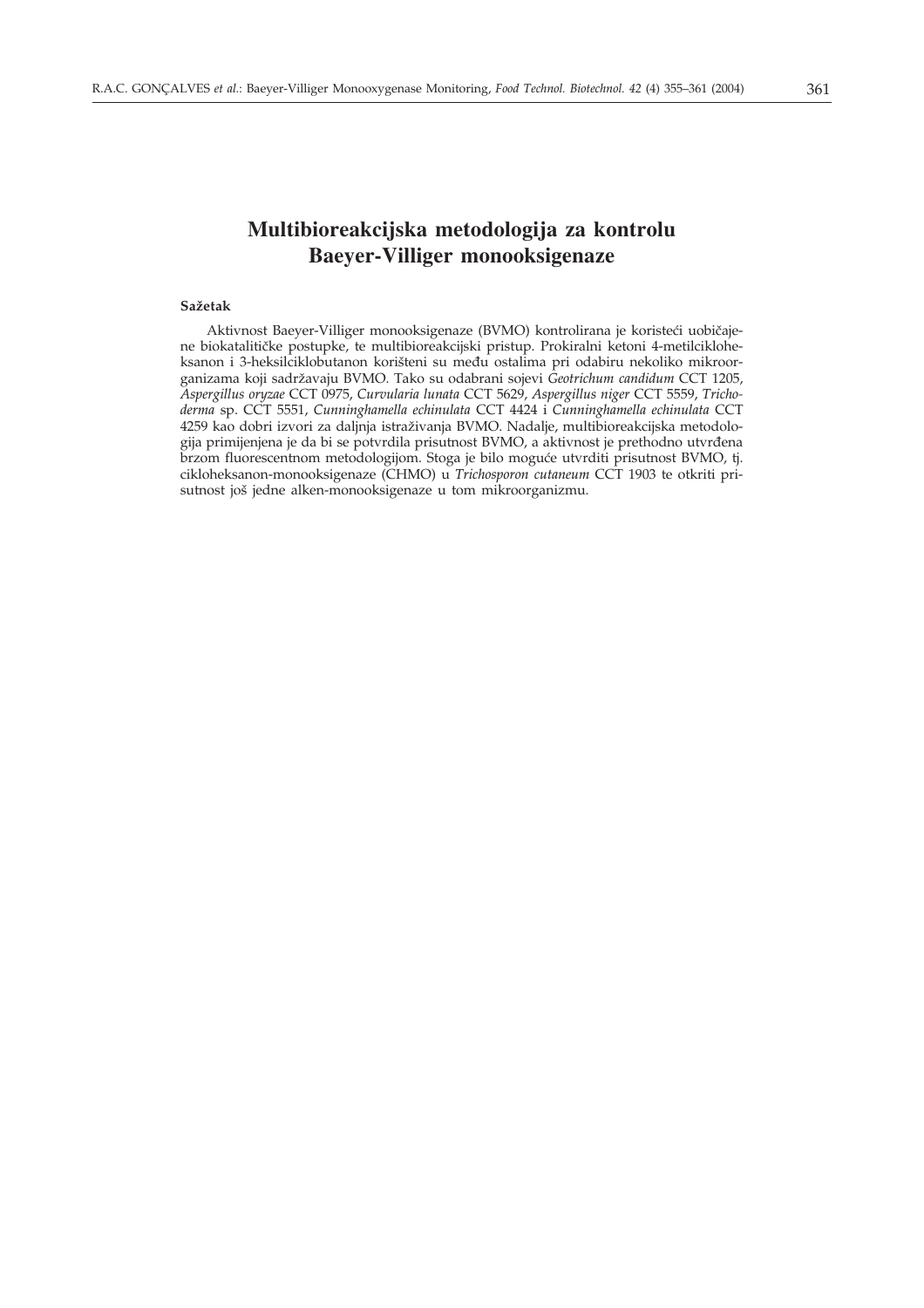# Multibioreakcijska metodologija za kontrolu Baeyer-Villiger monooksigenaze

**Sažetak**

Aktivnost Baeyer-Villiger monooksigenaze (BVMO) kontrolirana je koristeći uobičajene biokatalitičke postupke, te multibioreakcijski pristup. Prokiralni ketoni 4-metilcikloheksanon i 3-heksilciklobutanon korišteni su među ostalima pri odabiru nekoliko mikroorganizama koji sadržavaju BVMO. Tako su odabrani sojevi *Geotrichum candidum* CCT 1205, *Aspergillus oryzae* CCT 0975, *Curvularia lunata* CCT 5629, *Aspergillus niger* CCT 5559, *Trichoderma* sp. CCT 5551, *Cunninghamella echinulata* CCT 4424 i *Cunninghamella echinulata* CCT 4259 kao dobri izvori za daljnja istraživanja BVMO. Nadalje, multibioreakcijska metodologija primijenjena je da bi se potvrdila prisutnost BVMO, a aktivnost je prethodno utvrđena brzom fluorescentnom metodologijom. Stoga je bilo moguće utvrditi prisutnost BVMO, tj. cikloheksanon-monooksigenaze (CHMO) u *Trichosporon cutaneum* CCT 1903 te otkriti prisutnost još jedne alken-monooksigenaze u tom mikroorganizmu.